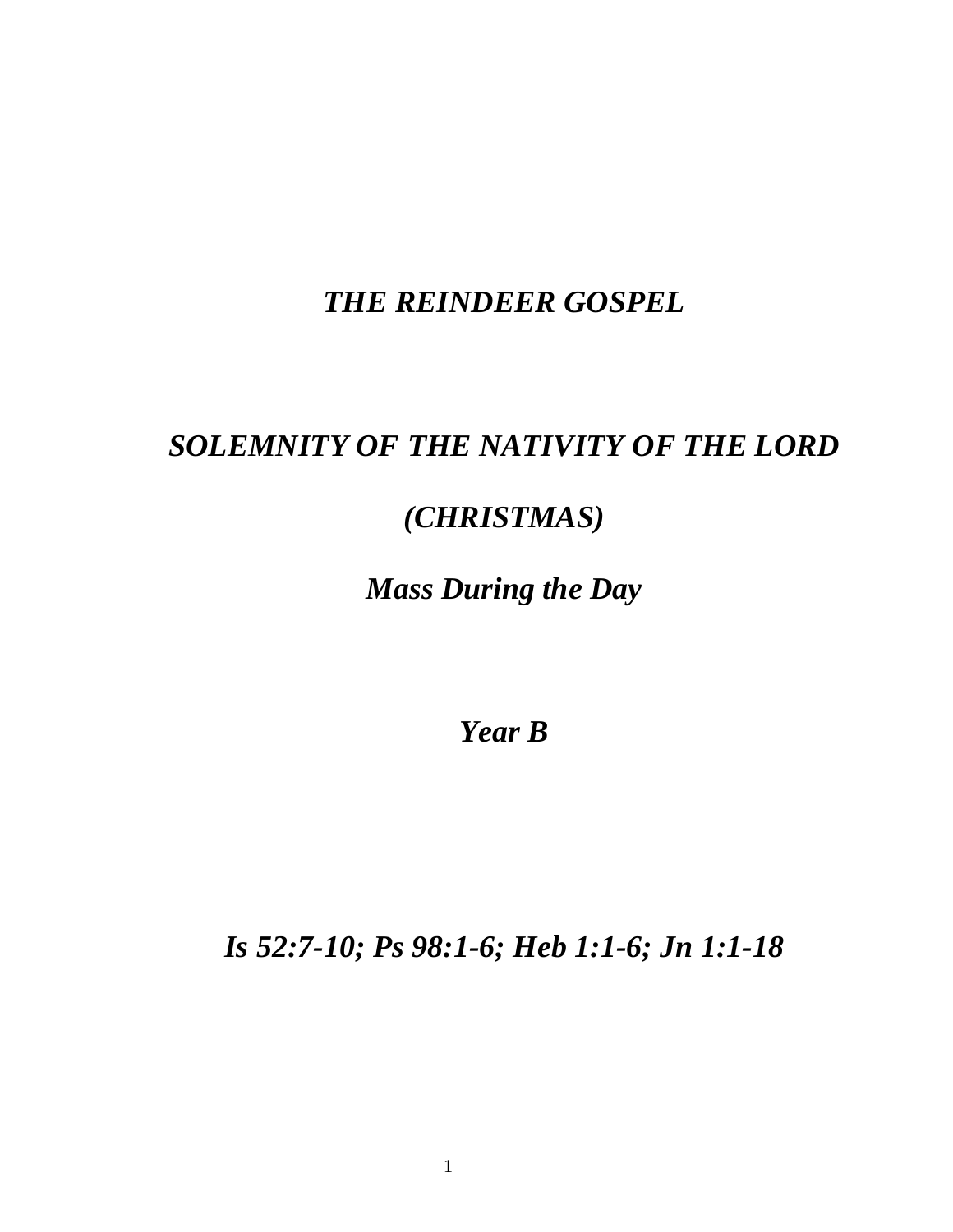# *THE REINDEER GOSPEL*

## *SOLEMNITY OF THE NATIVITY OF THE LORD*

## *(CHRISTMAS)*

### *Mass During the Day*

### *Year B*

***Is 52:7-10; Ps 98:1-6; Heb 1:1-6; Jn 1:1-18***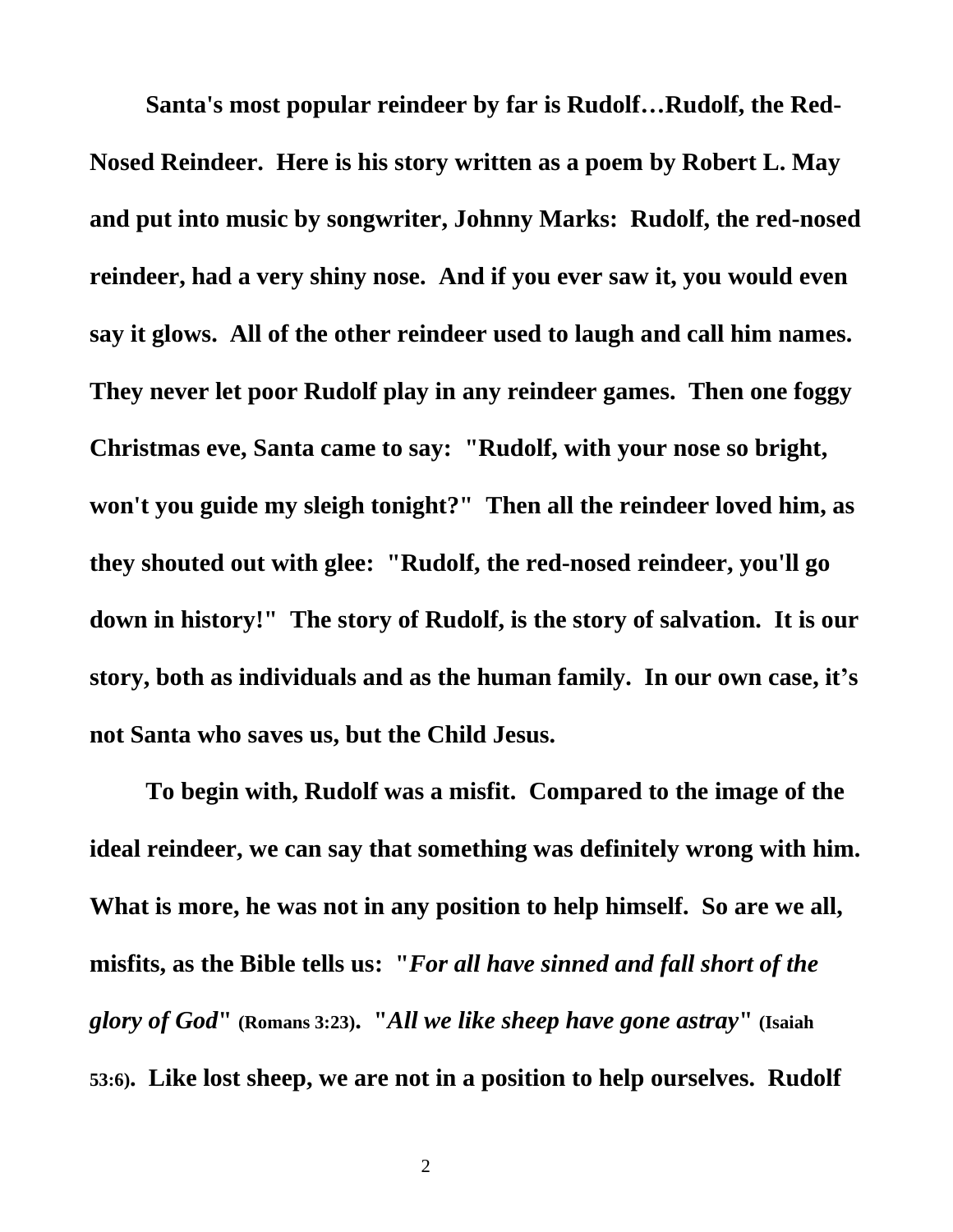**Santa's most popular reindeer by far is Rudolf…Rudolf, the Red-Nosed Reindeer. Here is his story written as a poem by Robert L. May and put into music by songwriter, Johnny Marks: Rudolf, the red-nosed reindeer, had a very shiny nose. And if you ever saw it, you would even say it glows. All of the other reindeer used to laugh and call him names. They never let poor Rudolf play in any reindeer games. Then one foggy Christmas eve, Santa came to say: "Rudolf, with your nose so bright, won't you guide my sleigh tonight?" Then all the reindeer loved him, as they shouted out with glee: "Rudolf, the red-nosed reindeer, you'll go down in history!" The story of Rudolf, is the story of salvation. It is our story, both as individuals and as the human family. In our own case, it's not Santa who saves us, but the Child Jesus.**

**To begin with, Rudolf was a misfit. Compared to the image of the ideal reindeer, we can say that something was definitely wrong with him. What is more, he was not in any position to help himself. So are we all, misfits, as the Bible tells us: "*For all have sinned and fall short of the glory of God*" (Romans 3:23). "*All we like sheep have gone astray*" (Isaiah 53:6). Like lost sheep, we are not in a position to help ourselves. Rudolf**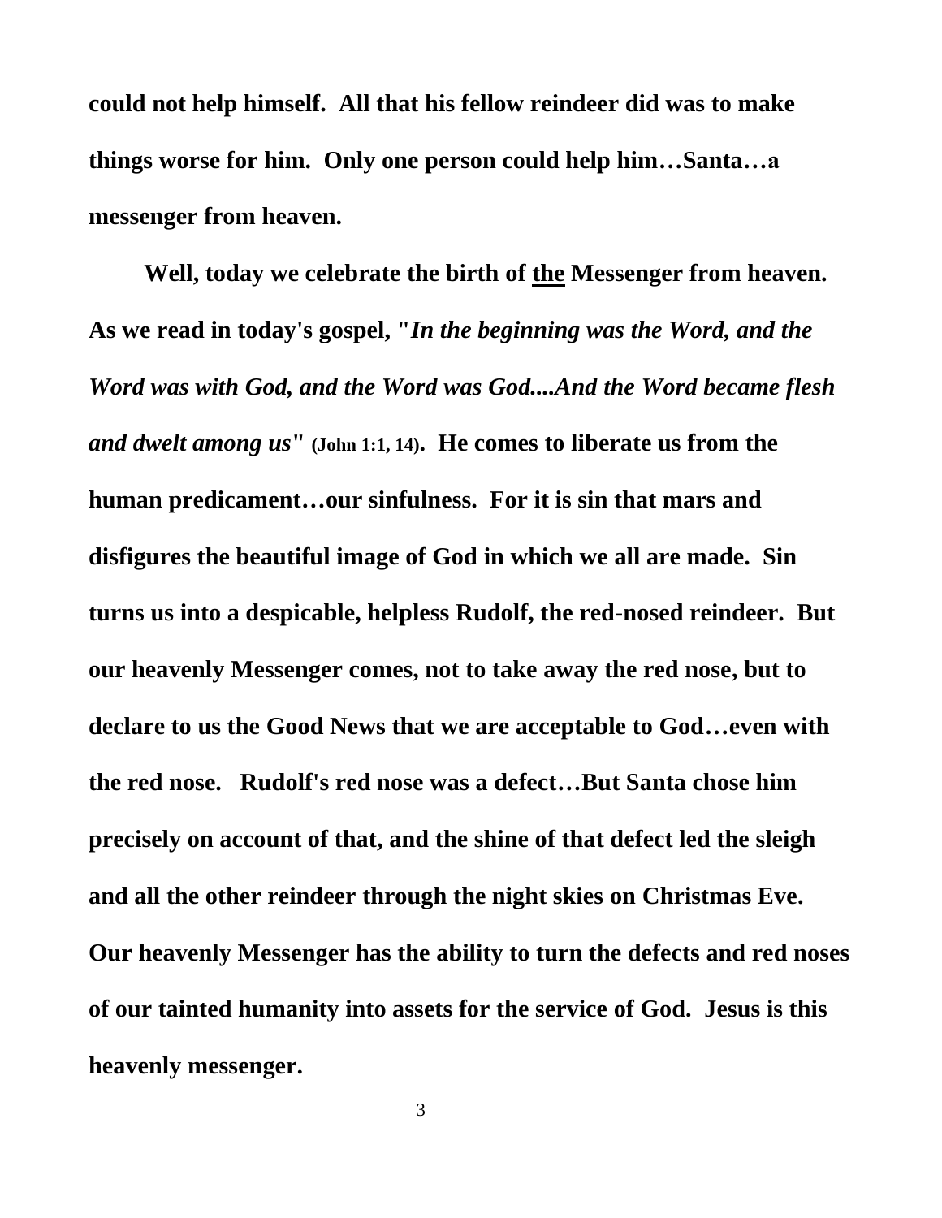**could not help himself. All that his fellow reindeer did was to make things worse for him. Only one person could help him…Santa…a messenger from heaven.**

**Well, today we celebrate the birth of <u>the</u> Messenger from heaven. As we read in today's gospel, "*In the beginning was the Word, and the Word was with God, and the Word was God....And the Word became flesh and dwelt among us*" (John 1:1, 14). He comes to liberate us from the human predicament…our sinfulness. For it is sin that mars and disfigures the beautiful image of God in which we all are made. Sin turns us into a despicable, helpless Rudolf, the red-nosed reindeer. But our heavenly Messenger comes, not to take away the red nose, but to declare to us the Good News that we are acceptable to God…even with the red nose. Rudolf's red nose was a defect…But Santa chose him precisely on account of that, and the shine of that defect led the sleigh and all the other reindeer through the night skies on Christmas Eve. Our heavenly Messenger has the ability to turn the defects and red noses of our tainted humanity into assets for the service of God. Jesus is this heavenly messenger.**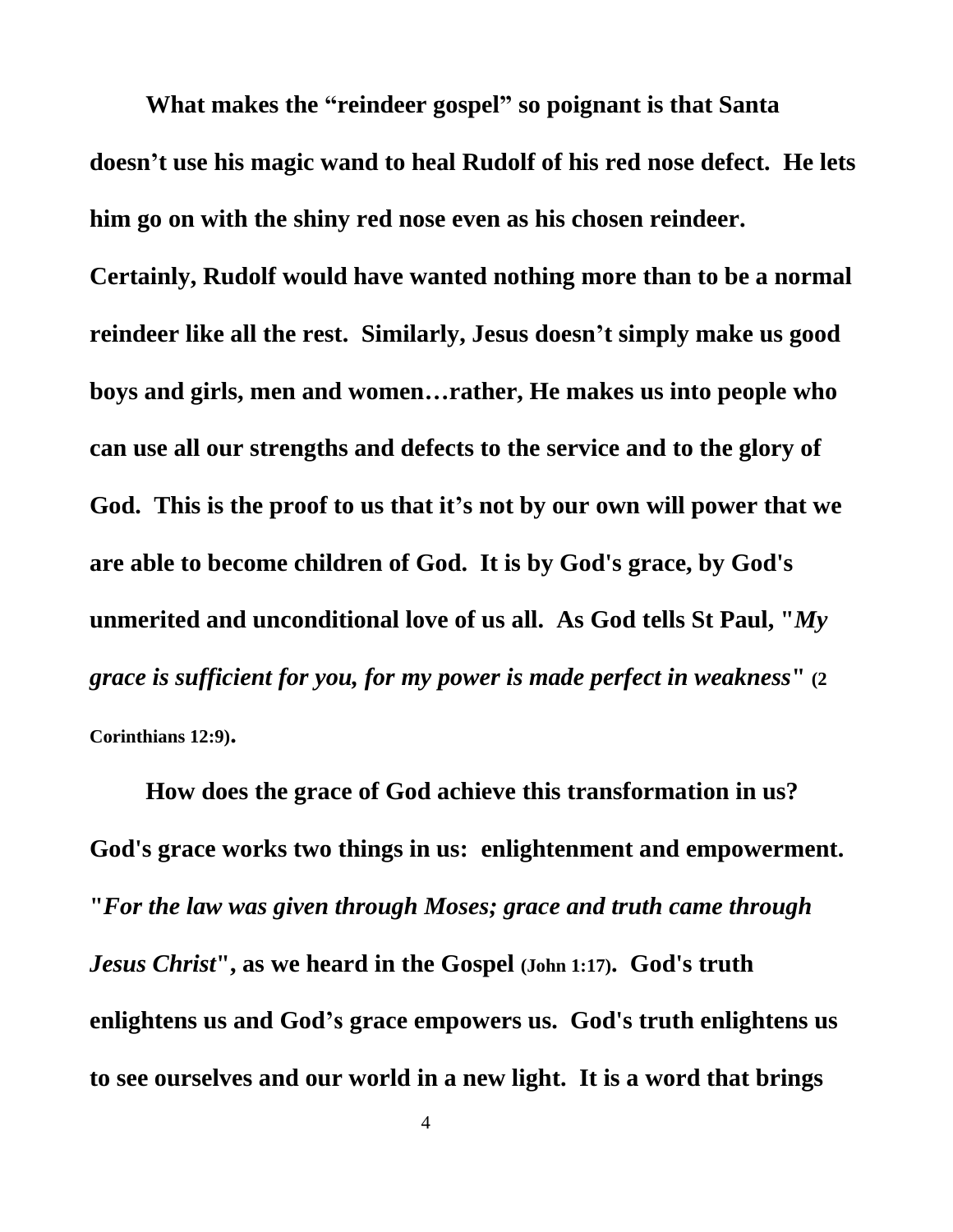**What makes the "reindeer gospel" so poignant is that Santa doesn't use his magic wand to heal Rudolf of his red nose defect. He lets him go on with the shiny red nose even as his chosen reindeer. Certainly, Rudolf would have wanted nothing more than to be a normal reindeer like all the rest. Similarly, Jesus doesn't simply make us good boys and girls, men and women…rather, He makes us into people who can use all our strengths and defects to the service and to the glory of God. This is the proof to us that it's not by our own will power that we are able to become children of God. It is by God's grace, by God's unmerited and unconditional love of us all. As God tells St Paul, "*My grace is sufficient for you, for my power is made perfect in weakness*" (2 Corinthians 12:9).**

**How does the grace of God achieve this transformation in us? God's grace works two things in us: enlightenment and empowerment. "*For the law was given through Moses; grace and truth came through Jesus Christ*", as we heard in the Gospel (John 1:17). God's truth enlightens us and God's grace empowers us. God's truth enlightens us to see ourselves and our world in a new light. It is a word that brings**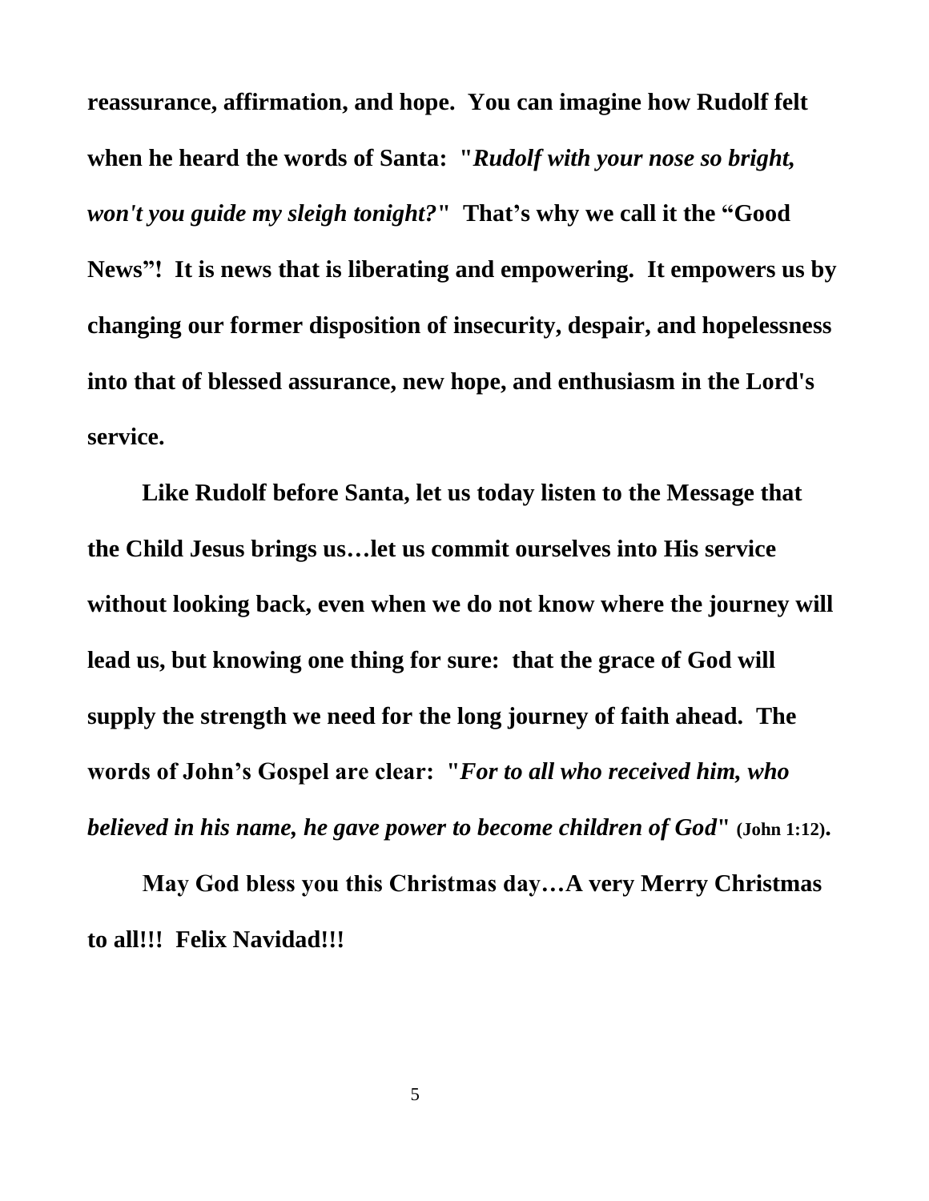**reassurance, affirmation, and hope. You can imagine how Rudolf felt when he heard the words of Santa: "*Rudolf with your nose so bright, won't you guide my sleigh tonight?*" That's why we call it the "Good News"! It is news that is liberating and empowering. It empowers us by changing our former disposition of insecurity, despair, and hopelessness into that of blessed assurance, new hope, and enthusiasm in the Lord's service.**

**Like Rudolf before Santa, let us today listen to the Message that the Child Jesus brings us…let us commit ourselves into His service without looking back, even when we do not know where the journey will lead us, but knowing one thing for sure: that the grace of God will supply the strength we need for the long journey of faith ahead. The words of John's Gospel are clear: "*For to all who received him, who believed in his name, he gave power to become children of God*" (John 1:12).**

**May God bless you this Christmas day…A very Merry Christmas to all!!! Felix Navidad!!!**